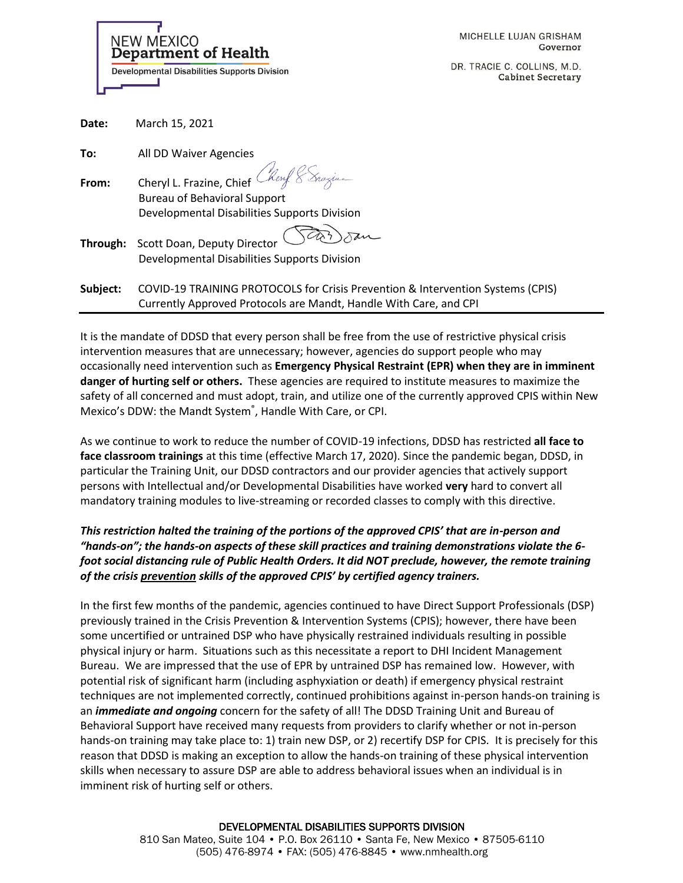NEW MEXICO
**Department of Health**
Developmental Disabilities Supports Division

MICHELLE LUJAN GRISHAM
Governor

DR. TRACIE C. COLLINS, M.D.
Cabinet Secretary

**Date:** March 15, 2021

**To:** All DD Waiver Agencies

**From:** Cheryl L. Frazine, Chief
Bureau of Behavioral Support
Developmental Disabilities Supports Division

**Through:** Scott Doan, Deputy Director
Developmental Disabilities Supports Division

**Subject:** COVID-19 TRAINING PROTOCOLS for Crisis Prevention & Intervention Systems (CPIS)
Currently Approved Protocols are Mandt, Handle With Care, and CPI

---

It is the mandate of DDSD that every person shall be free from the use of restrictive physical crisis intervention measures that are unnecessary; however, agencies do support people who may occasionally need intervention such as **Emergency Physical Restraint (EPR) when they are in imminent danger of hurting self or others.** These agencies are required to institute measures to maximize the safety of all concerned and must adopt, train, and utilize one of the currently approved CPIS within New Mexico's DDW: the Mandt System®, Handle With Care, or CPI.

As we continue to work to reduce the number of COVID-19 infections, DDSD has restricted **all face to face classroom trainings** at this time (effective March 17, 2020). Since the pandemic began, DDSD, in particular the Training Unit, our DDSD contractors and our provider agencies that actively support persons with Intellectual and/or Developmental Disabilities have worked **very** hard to convert all mandatory training modules to live-streaming or recorded classes to comply with this directive.

***This restriction halted the training of the portions of the approved CPIS' that are in-person and "hands-on"; the hands-on aspects of these skill practices and training demonstrations violate the 6-foot social distancing rule of Public Health Orders. It did NOT preclude, however, the remote training of the crisis <u>prevention</u> skills of the approved CPIS' by certified agency trainers.***

In the first few months of the pandemic, agencies continued to have Direct Support Professionals (DSP) previously trained in the Crisis Prevention & Intervention Systems (CPIS); however, there have been some uncertified or untrained DSP who have physically restrained individuals resulting in possible physical injury or harm. Situations such as this necessitate a report to DHI Incident Management Bureau. We are impressed that the use of EPR by untrained DSP has remained low. However, with potential risk of significant harm (including asphyxiation or death) if emergency physical restraint techniques are not implemented correctly, continued prohibitions against in-person hands-on training is an ***immediate and ongoing*** concern for the safety of all! The DDSD Training Unit and Bureau of Behavioral Support have received many requests from providers to clarify whether or not in-person hands-on training may take place to: 1) train new DSP, or 2) recertify DSP for CPIS. It is precisely for this reason that DDSD is making an exception to allow the hands-on training of these physical intervention skills when necessary to assure DSP are able to address behavioral issues when an individual is in imminent risk of hurting self or others.

DEVELOPMENTAL DISABILITIES SUPPORTS DIVISION
810 San Mateo, Suite 104 • P.O. Box 26110 • Santa Fe, New Mexico • 87505-6110
(505) 476-8974 • FAX: (505) 476-8845 • www.nmhealth.org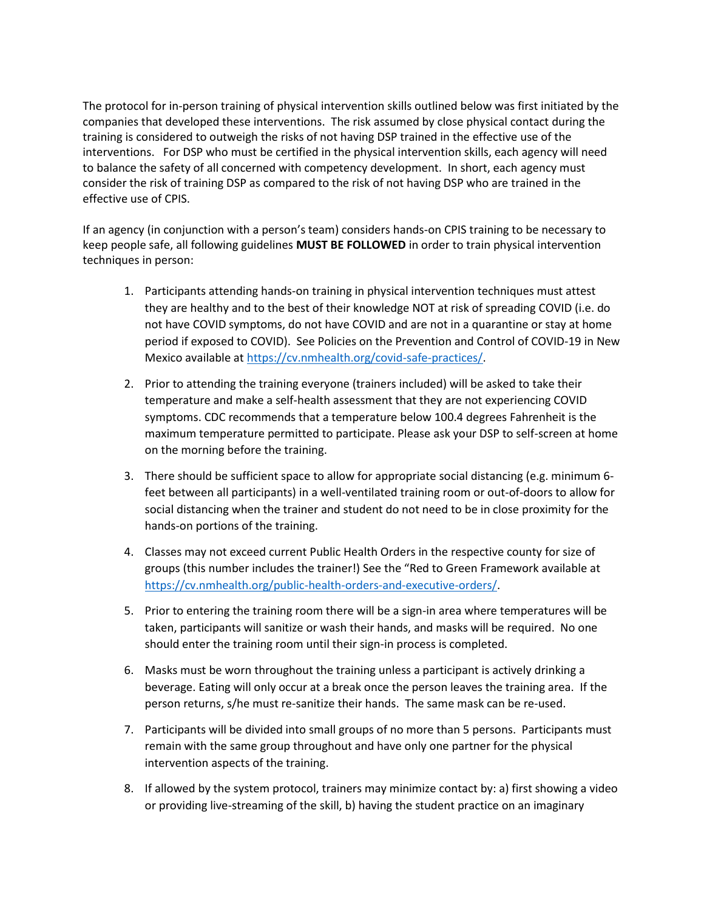The protocol for in-person training of physical intervention skills outlined below was first initiated by the companies that developed these interventions. The risk assumed by close physical contact during the training is considered to outweigh the risks of not having DSP trained in the effective use of the interventions. For DSP who must be certified in the physical intervention skills, each agency will need to balance the safety of all concerned with competency development. In short, each agency must consider the risk of training DSP as compared to the risk of not having DSP who are trained in the effective use of CPIS.

If an agency (in conjunction with a person's team) considers hands-on CPIS training to be necessary to keep people safe, all following guidelines **MUST BE FOLLOWED** in order to train physical intervention techniques in person:

1. Participants attending hands-on training in physical intervention techniques must attest they are healthy and to the best of their knowledge NOT at risk of spreading COVID (i.e. do not have COVID symptoms, do not have COVID and are not in a quarantine or stay at home period if exposed to COVID). See Policies on the Prevention and Control of COVID-19 in New Mexico available at https://cv.nmhealth.org/covid-safe-practices/.

2. Prior to attending the training everyone (trainers included) will be asked to take their temperature and make a self-health assessment that they are not experiencing COVID symptoms. CDC recommends that a temperature below 100.4 degrees Fahrenheit is the maximum temperature permitted to participate. Please ask your DSP to self-screen at home on the morning before the training.

3. There should be sufficient space to allow for appropriate social distancing (e.g. minimum 6-feet between all participants) in a well-ventilated training room or out-of-doors to allow for social distancing when the trainer and student do not need to be in close proximity for the hands-on portions of the training.

4. Classes may not exceed current Public Health Orders in the respective county for size of groups (this number includes the trainer!) See the "Red to Green Framework available at https://cv.nmhealth.org/public-health-orders-and-executive-orders/.

5. Prior to entering the training room there will be a sign-in area where temperatures will be taken, participants will sanitize or wash their hands, and masks will be required. No one should enter the training room until their sign-in process is completed.

6. Masks must be worn throughout the training unless a participant is actively drinking a beverage. Eating will only occur at a break once the person leaves the training area. If the person returns, s/he must re-sanitize their hands. The same mask can be re-used.

7. Participants will be divided into small groups of no more than 5 persons. Participants must remain with the same group throughout and have only one partner for the physical intervention aspects of the training.

8. If allowed by the system protocol, trainers may minimize contact by: a) first showing a video or providing live-streaming of the skill, b) having the student practice on an imaginary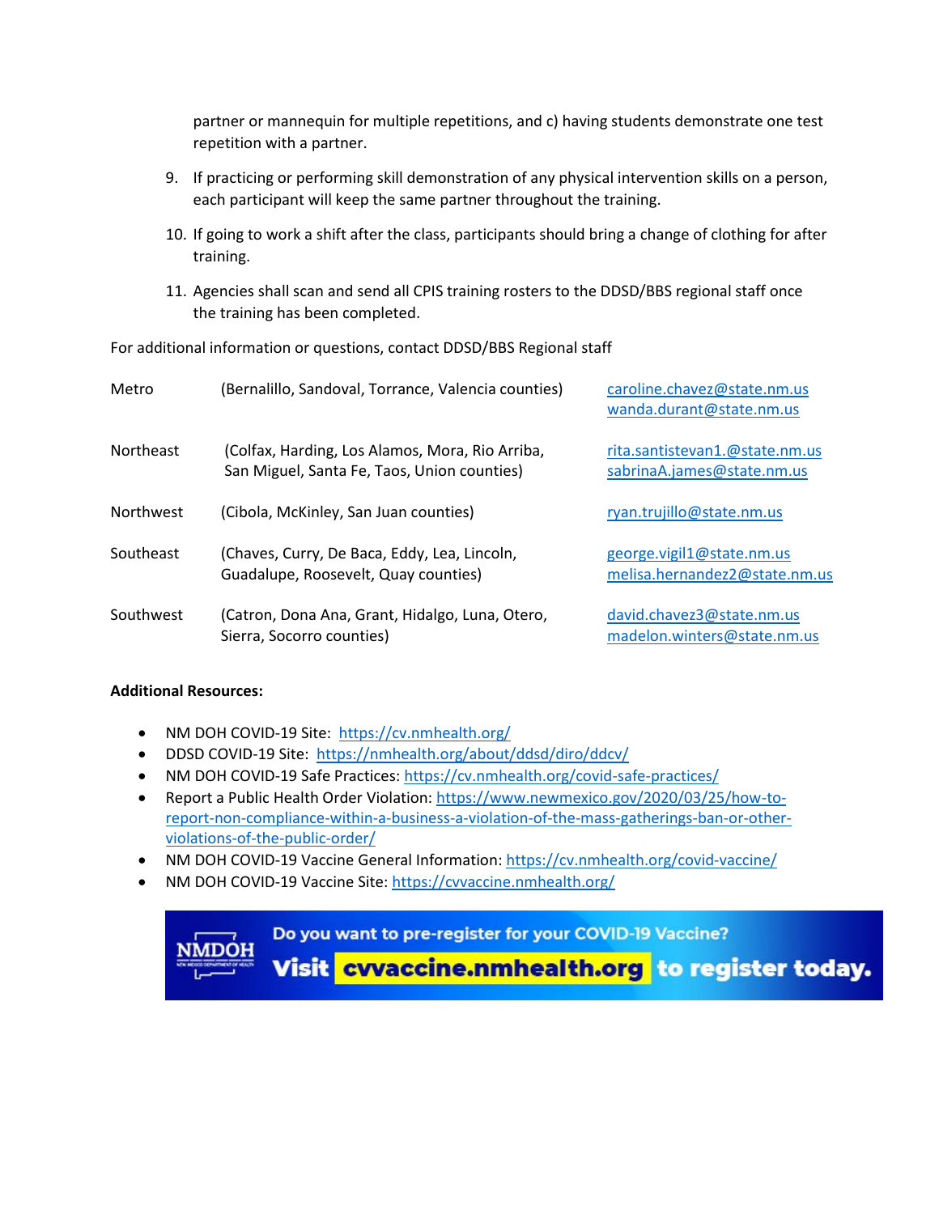partner or mannequin for multiple repetitions, and c) having students demonstrate one test repetition with a partner.

9. If practicing or performing skill demonstration of any physical intervention skills on a person, each participant will keep the same partner throughout the training.

10. If going to work a shift after the class, participants should bring a change of clothing for after training.

11. Agencies shall scan and send all CPIS training rosters to the DDSD/BBS regional staff once the training has been completed.

For additional information or questions, contact DDSD/BBS Regional staff

| | | |
|---|---|---|
| Metro | (Bernalillo, Sandoval, Torrance, Valencia counties) | caroline.chavez@state.nm.us<br>wanda.durant@state.nm.us |
| Northeast | (Colfax, Harding, Los Alamos, Mora, Rio Arriba, San Miguel, Santa Fe, Taos, Union counties) | rita.santistevan1.@state.nm.us<br>sabrinaA.james@state.nm.us |
| Northwest | (Cibola, McKinley, San Juan counties) | ryan.trujillo@state.nm.us |
| Southeast | (Chaves, Curry, De Baca, Eddy, Lea, Lincoln, Guadalupe, Roosevelt, Quay counties) | george.vigil1@state.nm.us<br>melisa.hernandez2@state.nm.us |
| Southwest | (Catron, Dona Ana, Grant, Hidalgo, Luna, Otero, Sierra, Socorro counties) | david.chavez3@state.nm.us<br>madelon.winters@state.nm.us |

**Additional Resources:**

- NM DOH COVID-19 Site: https://cv.nmhealth.org/
- DDSD COVID-19 Site: https://nmhealth.org/about/ddsd/diro/ddcv/
- NM DOH COVID-19 Safe Practices: https://cv.nmhealth.org/covid-safe-practices/
- Report a Public Health Order Violation: https://www.newmexico.gov/2020/03/25/how-to-report-non-compliance-within-a-business-a-violation-of-the-mass-gatherings-ban-or-other-violations-of-the-public-order/
- NM DOH COVID-19 Vaccine General Information: https://cv.nmhealth.org/covid-vaccine/
- NM DOH COVID-19 Vaccine Site: https://cvvaccine.nmhealth.org/

NMDOH

Do you want to pre-register for your COVID-19 Vaccine?

Visit cvvaccine.nmhealth.org to register today.